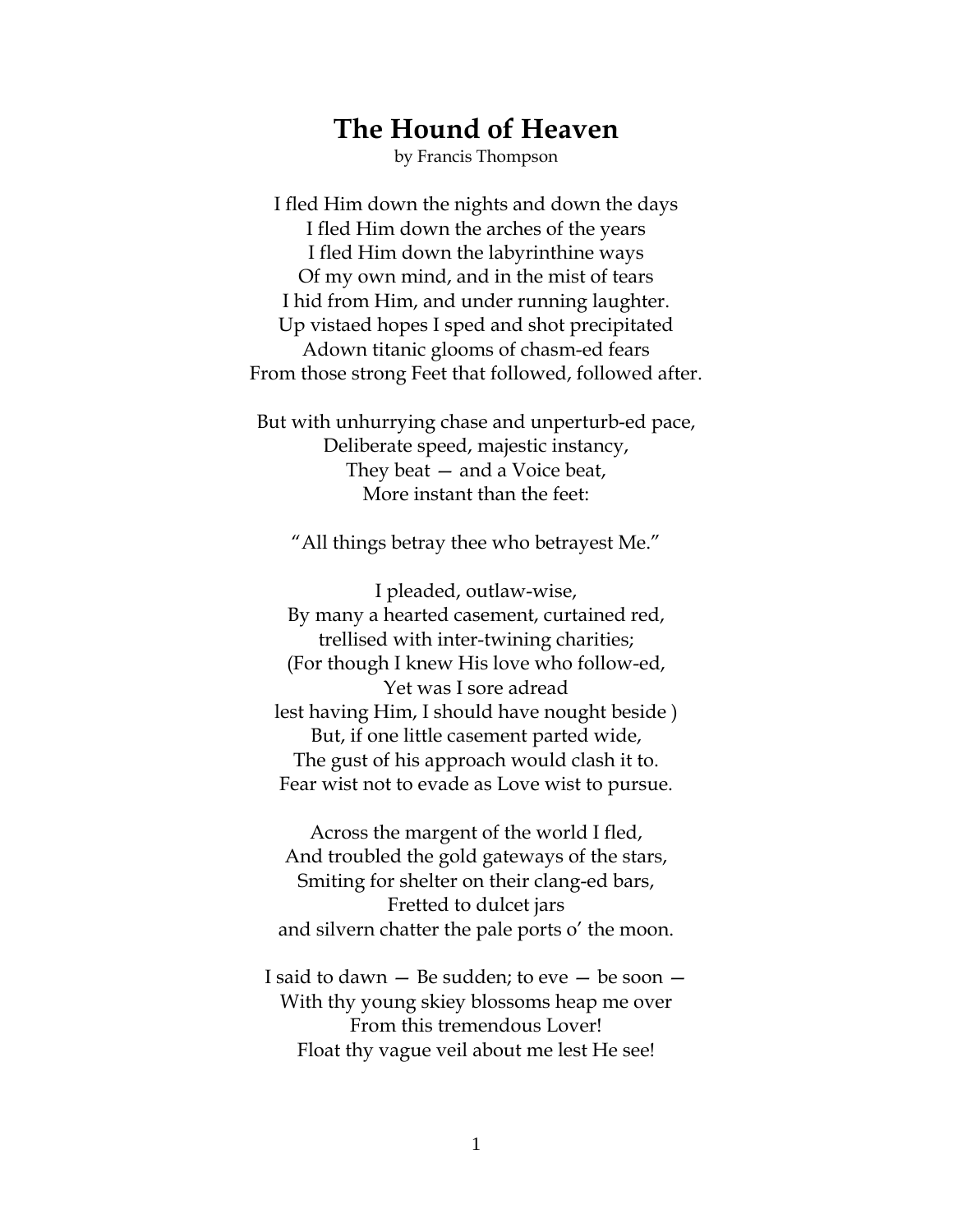# The Hound of Heaven

by Francis Thompson

I fled Him down the nights and down the days
I fled Him down the arches of the years
I fled Him down the labyrinthine ways
Of my own mind, and in the mist of tears
I hid from Him, and under running laughter.
Up vistaed hopes I sped and shot precipitated
Adown titanic glooms of chasm-ed fears
From those strong Feet that followed, followed after.

But with unhurrying chase and unperturb-ed pace,
Deliberate speed, majestic instancy,
They beat — and a Voice beat,
More instant than the feet:

"All things betray thee who betrayest Me."

I pleaded, outlaw-wise,
By many a hearted casement, curtained red,
trellised with inter-twining charities;
(For though I knew His love who follow-ed,
Yet was I sore adread
lest having Him, I should have nought beside )
But, if one little casement parted wide,
The gust of his approach would clash it to.
Fear wist not to evade as Love wist to pursue.

Across the margent of the world I fled,
And troubled the gold gateways of the stars,
Smiting for shelter on their clang-ed bars,
Fretted to dulcet jars
and silvern chatter the pale ports o' the moon.

I said to dawn — Be sudden; to eve — be soon —
With thy young skiey blossoms heap me over
From this tremendous Lover!
Float thy vague veil about me lest He see!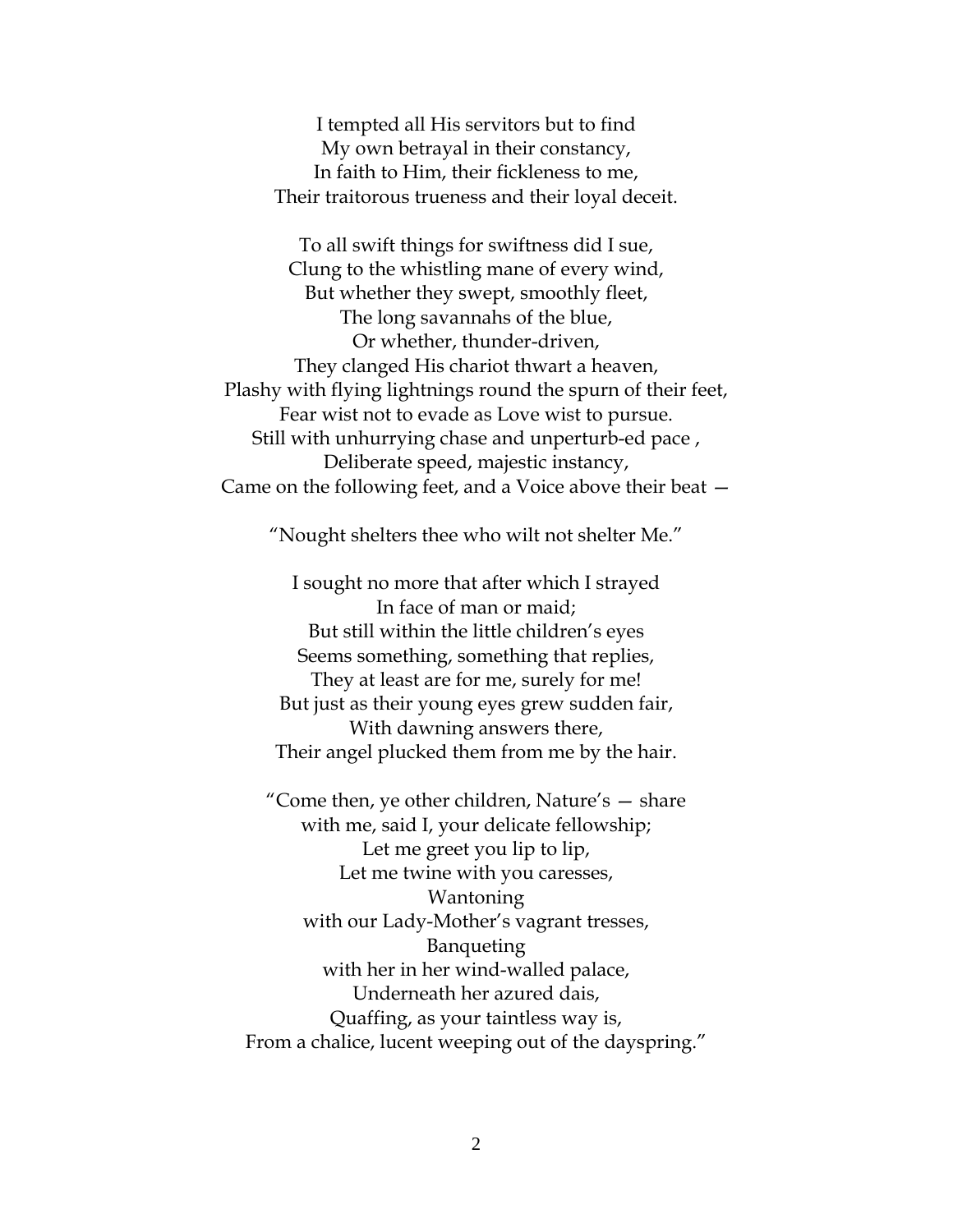I tempted all His servitors but to find  
My own betrayal in their constancy,  
In faith to Him, their fickleness to me,  
Their traitorous trueness and their loyal deceit.

To all swift things for swiftness did I sue,  
Clung to the whistling mane of every wind,  
But whether they swept, smoothly fleet,  
The long savannahs of the blue,  
Or whether, thunder-driven,  
They clanged His chariot thwart a heaven,  
Plashy with flying lightnings round the spurn of their feet,  
Fear wist not to evade as Love wist to pursue.  
Still with unhurrying chase and unperturb-ed pace ,  
Deliberate speed, majestic instancy,  
Came on the following feet, and a Voice above their beat —

"Nought shelters thee who wilt not shelter Me."

I sought no more that after which I strayed  
In face of man or maid;  
But still within the little children's eyes  
Seems something, something that replies,  
They at least are for me, surely for me!  
But just as their young eyes grew sudden fair,  
With dawning answers there,  
Their angel plucked them from me by the hair.

"Come then, ye other children, Nature's — share  
with me, said I, your delicate fellowship;  
Let me greet you lip to lip,  
Let me twine with you caresses,  
Wantoning  
with our Lady-Mother's vagrant tresses,  
Banqueting  
with her in her wind-walled palace,  
Underneath her azured dais,  
Quaffing, as your taintless way is,  
From a chalice, lucent weeping out of the dayspring."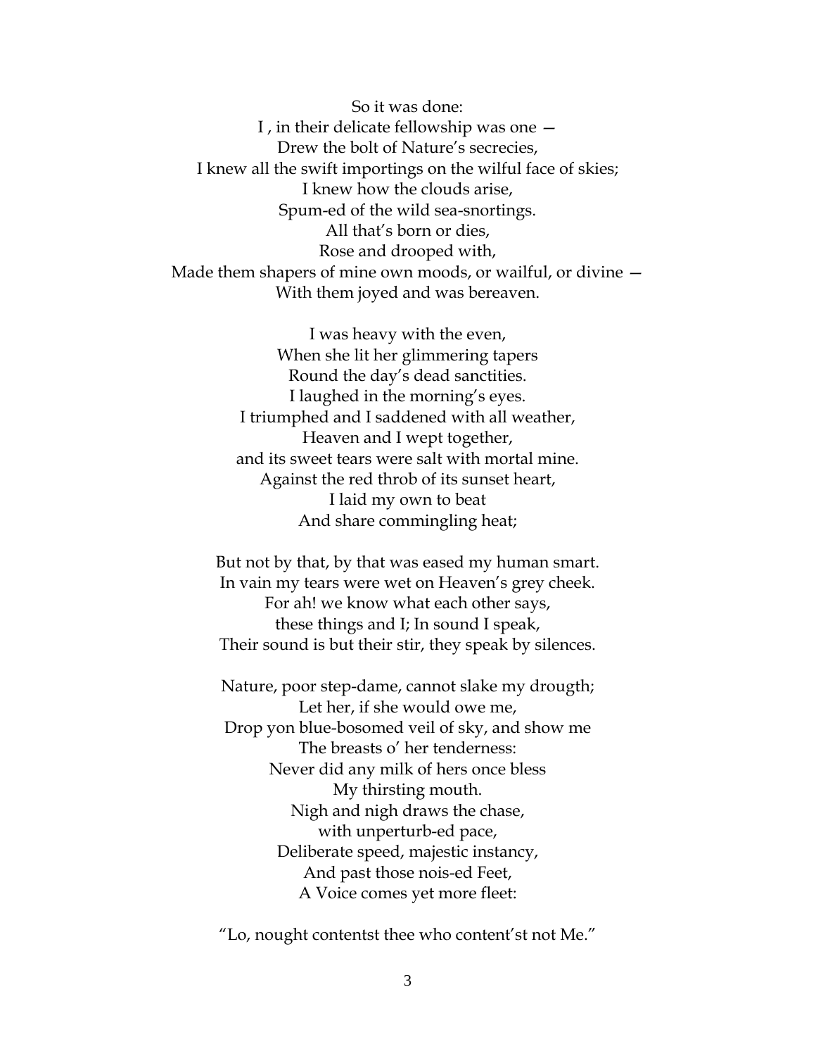So it was done:  
I , in their delicate fellowship was one —  
Drew the bolt of Nature's secrecies,  
I knew all the swift importings on the wilful face of skies;  
I knew how the clouds arise,  
Spum-ed of the wild sea-snortings.  
All that's born or dies,  
Rose and drooped with,  
Made them shapers of mine own moods, or wailful, or divine —  
With them joyed and was bereaven.

I was heavy with the even,  
When she lit her glimmering tapers  
Round the day's dead sanctities.  
I laughed in the morning's eyes.  
I triumphed and I saddened with all weather,  
Heaven and I wept together,  
and its sweet tears were salt with mortal mine.  
Against the red throb of its sunset heart,  
I laid my own to beat  
And share commingling heat;

But not by that, by that was eased my human smart.  
In vain my tears were wet on Heaven's grey cheek.  
For ah! we know what each other says,  
these things and I; In sound I speak,  
Their sound is but their stir, they speak by silences.

Nature, poor step-dame, cannot slake my drougth;  
Let her, if she would owe me,  
Drop yon blue-bosomed veil of sky, and show me  
The breasts o' her tenderness:  
Never did any milk of hers once bless  
My thirsting mouth.  
Nigh and nigh draws the chase,  
with unperturb-ed pace,  
Deliberate speed, majestic instancy,  
And past those nois-ed Feet,  
A Voice comes yet more fleet:

"Lo, nought contentst thee who content'st not Me."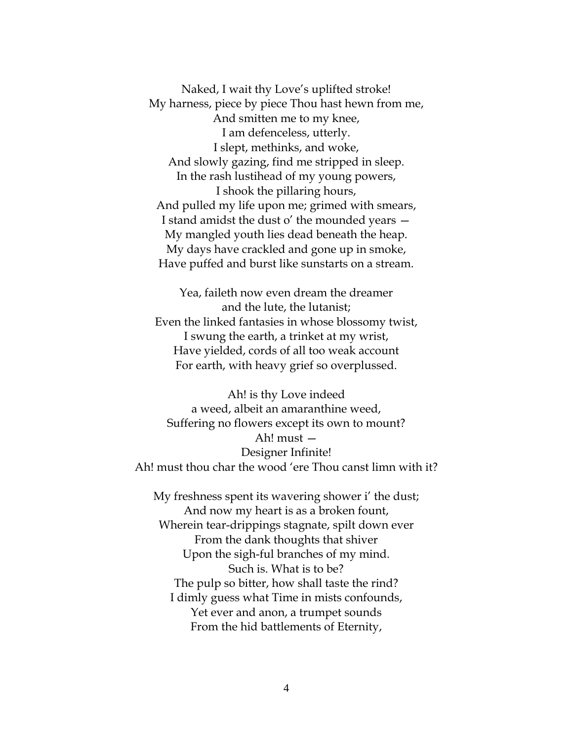Naked, I wait thy Love's uplifted stroke!  
My harness, piece by piece Thou hast hewn from me,  
And smitten me to my knee,  
I am defenceless, utterly.  
I slept, methinks, and woke,  
And slowly gazing, find me stripped in sleep.  
In the rash lustihead of my young powers,  
I shook the pillaring hours,  
And pulled my life upon me; grimed with smears,  
I stand amidst the dust o' the mounded years —  
My mangled youth lies dead beneath the heap.  
My days have crackled and gone up in smoke,  
Have puffed and burst like sunstarts on a stream.

Yea, faileth now even dream the dreamer  
and the lute, the lutanist;  
Even the linked fantasies in whose blossomy twist,  
I swung the earth, a trinket at my wrist,  
Have yielded, cords of all too weak account  
For earth, with heavy grief so overplussed.

Ah! is thy Love indeed  
a weed, albeit an amaranthine weed,  
Suffering no flowers except its own to mount?  
Ah! must —  
Designer Infinite!  
Ah! must thou char the wood 'ere Thou canst limn with it?

My freshness spent its wavering shower i' the dust;  
And now my heart is as a broken fount,  
Wherein tear-drippings stagnate, spilt down ever  
From the dank thoughts that shiver  
Upon the sigh-ful branches of my mind.  
Such is. What is to be?  
The pulp so bitter, how shall taste the rind?  
I dimly guess what Time in mists confounds,  
Yet ever and anon, a trumpet sounds  
From the hid battlements of Eternity,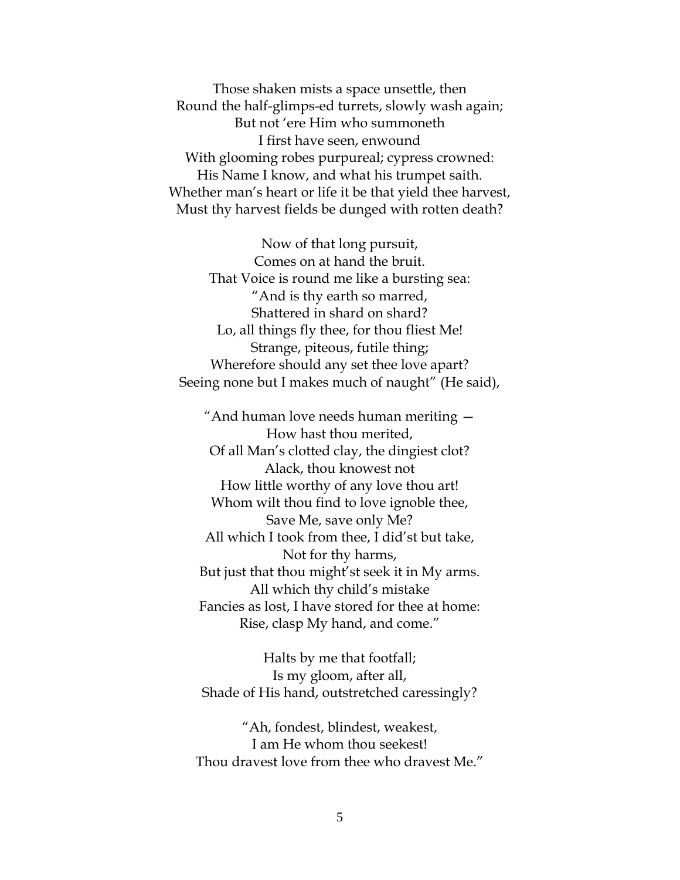Those shaken mists a space unsettle, then  
Round the half-glimps-ed turrets, slowly wash again;  
But not 'ere Him who summoneth  
I first have seen, enwound  
With glooming robes purpureal; cypress crowned:  
His Name I know, and what his trumpet saith.  
Whether man's heart or life it be that yield thee harvest,  
Must thy harvest fields be dunged with rotten death?

Now of that long pursuit,  
Comes on at hand the bruit.  
That Voice is round me like a bursting sea:  
"And is thy earth so marred,  
Shattered in shard on shard?  
Lo, all things fly thee, for thou fliest Me!  
Strange, piteous, futile thing;  
Wherefore should any set thee love apart?  
Seeing none but I makes much of naught" (He said),

"And human love needs human meriting —  
How hast thou merited,  
Of all Man's clotted clay, the dingiest clot?  
Alack, thou knowest not  
How little worthy of any love thou art!  
Whom wilt thou find to love ignoble thee,  
Save Me, save only Me?  
All which I took from thee, I did'st but take,  
Not for thy harms,  
But just that thou might'st seek it in My arms.  
All which thy child's mistake  
Fancies as lost, I have stored for thee at home:  
Rise, clasp My hand, and come."

Halts by me that footfall;  
Is my gloom, after all,  
Shade of His hand, outstretched caressingly?

"Ah, fondest, blindest, weakest,  
I am He whom thou seekest!  
Thou dravest love from thee who dravest Me."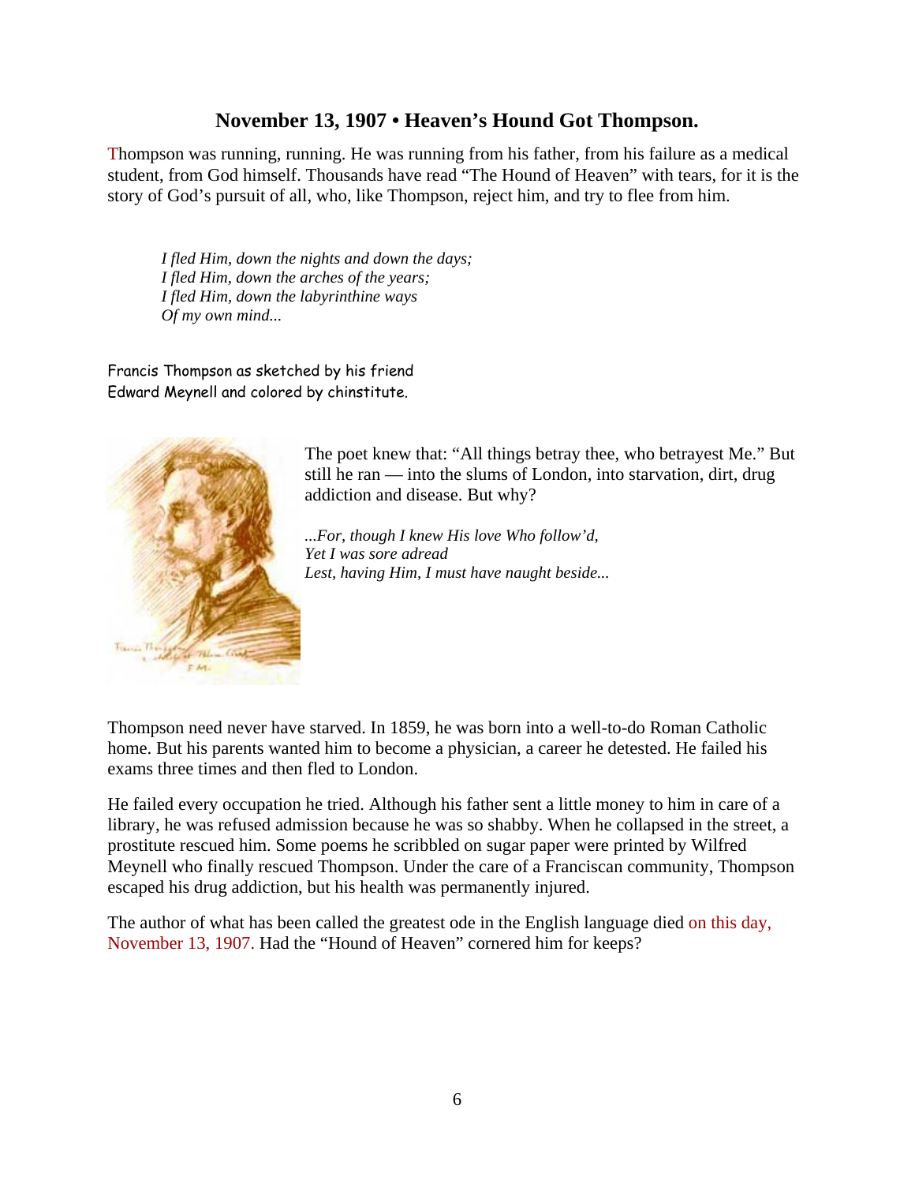## November 13, 1907 • Heaven's Hound Got Thompson.

Thompson was running, running. He was running from his father, from his failure as a medical student, from God himself. Thousands have read "The Hound of Heaven" with tears, for it is the story of God's pursuit of all, who, like Thompson, reject him, and try to flee from him.

> *I fled Him, down the nights and down the days;*
> *I fled Him, down the arches of the years;*
> *I fled Him, down the labyrinthine ways*
> *Of my own mind...*

Francis Thompson as sketched by his friend Edward Meynell and colored by chinstitute.

The poet knew that: "All things betray thee, who betrayest Me." But still he ran — into the slums of London, into starvation, dirt, drug addiction and disease. But why?

> *...For, though I knew His love Who follow'd,*
> *Yet I was sore adread*
> *Lest, having Him, I must have naught beside...*

Thompson need never have starved. In 1859, he was born into a well-to-do Roman Catholic home. But his parents wanted him to become a physician, a career he detested. He failed his exams three times and then fled to London.

He failed every occupation he tried. Although his father sent a little money to him in care of a library, he was refused admission because he was so shabby. When he collapsed in the street, a prostitute rescued him. Some poems he scribbled on sugar paper were printed by Wilfred Meynell who finally rescued Thompson. Under the care of a Franciscan community, Thompson escaped his drug addiction, but his health was permanently injured.

The author of what has been called the greatest ode in the English language died on this day, November 13, 1907. Had the "Hound of Heaven" cornered him for keeps?